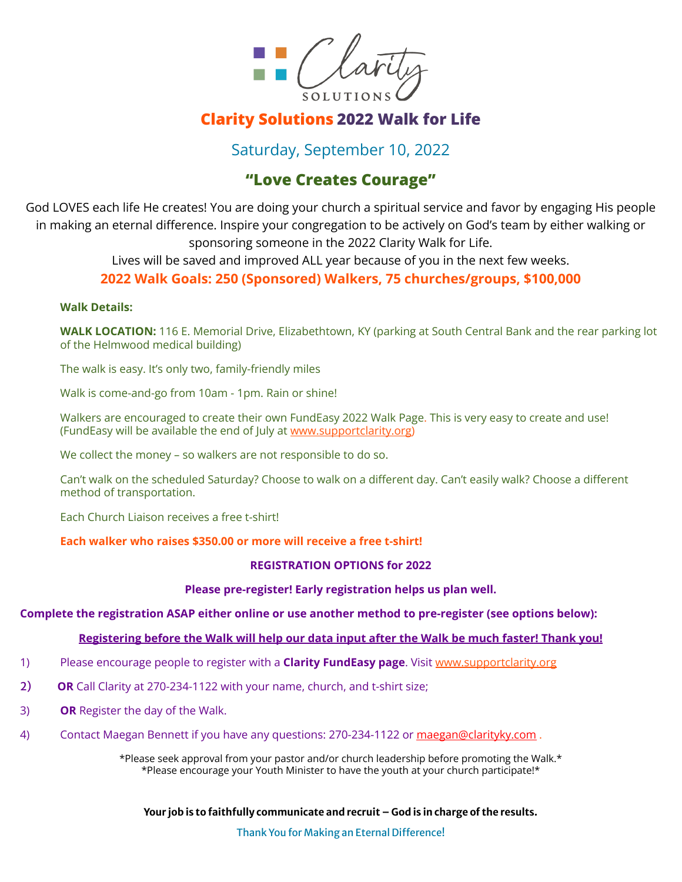Clarity SOLUTIONS

# Clarity Solutions 2022 Walk for Life

## Saturday, September 10, 2022

## "Love Creates Courage"

God LOVES each life He creates! You are doing your church a spiritual service and favor by engaging His people in making an eternal difference. Inspire your congregation to be actively on God's team by either walking or sponsoring someone in the 2022 Clarity Walk for Life.

Lives will be saved and improved ALL year because of you in the next few weeks.

**2022 Walk Goals: 250 (Sponsored) Walkers, 75 churches/groups, $100,000**

**Walk Details:**

**WALK LOCATION:** 116 E. Memorial Drive, Elizabethtown, KY (parking at South Central Bank and the rear parking lot of the Helmwood medical building)

The walk is easy. It's only two, family-friendly miles

Walk is come-and-go from 10am - 1pm. Rain or shine!

Walkers are encouraged to create their own FundEasy 2022 Walk Page. This is very easy to create and use! (FundEasy will be available the end of July at www.supportclarity.org)

We collect the money – so walkers are not responsible to do so.

Can't walk on the scheduled Saturday? Choose to walk on a different day. Can't easily walk? Choose a different method of transportation.

Each Church Liaison receives a free t-shirt!

**Each walker who raises $350.00 or more will receive a free t-shirt!**

**REGISTRATION OPTIONS for 2022**

**Please pre-register! Early registration helps us plan well.**

**Complete the registration ASAP either online or use another method to pre-register (see options below):**

**Registering before the Walk will help our data input after the Walk be much faster! Thank you!**

1) Please encourage people to register with a **Clarity FundEasy page**. Visit www.supportclarity.org
2) **OR** Call Clarity at 270-234-1122 with your name, church, and t-shirt size;
3) **OR** Register the day of the Walk.
4) Contact Maegan Bennett if you have any questions: 270-234-1122 or maegan@clarityky.com .

*Please seek approval from your pastor and/or church leadership before promoting the Walk.*
*Please encourage your Youth Minister to have the youth at your church participate!*

**Your job is to faithfully communicate and recruit – God is in charge of the results.**

**Thank You for Making an Eternal Difference!**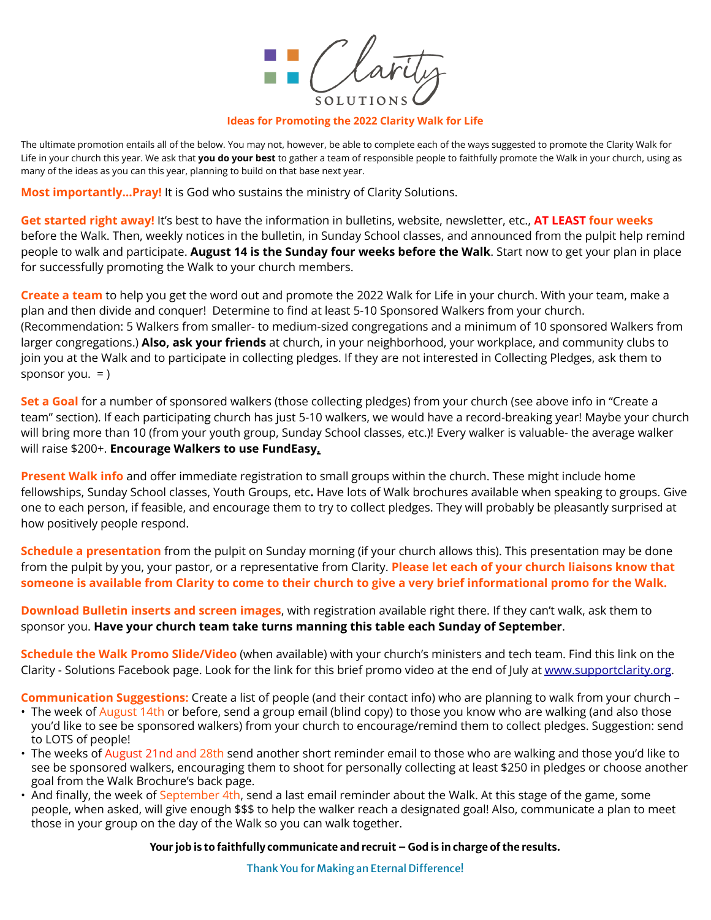Clarity SOLUTIONS

## Ideas for Promoting the 2022 Clarity Walk for Life

The ultimate promotion entails all of the below. You may not, however, be able to complete each of the ways suggested to promote the Clarity Walk for Life in your church this year. We ask that **you do your best** to gather a team of responsible people to faithfully promote the Walk in your church, using as many of the ideas as you can this year, planning to build on that base next year.

**Most importantly...Pray!** It is God who sustains the ministry of Clarity Solutions.

**Get started right away!** It's best to have the information in bulletins, website, newsletter, etc., **AT LEAST four weeks** before the Walk. Then, weekly notices in the bulletin, in Sunday School classes, and announced from the pulpit help remind people to walk and participate. **August 14 is the Sunday four weeks before the Walk**. Start now to get your plan in place for successfully promoting the Walk to your church members.

**Create a team** to help you get the word out and promote the 2022 Walk for Life in your church. With your team, make a plan and then divide and conquer! Determine to find at least 5-10 Sponsored Walkers from your church. (Recommendation: 5 Walkers from smaller- to medium-sized congregations and a minimum of 10 sponsored Walkers from larger congregations.) **Also, ask your friends** at church, in your neighborhood, your workplace, and community clubs to join you at the Walk and to participate in collecting pledges. If they are not interested in Collecting Pledges, ask them to sponsor you. = )

**Set a Goal** for a number of sponsored walkers (those collecting pledges) from your church (see above info in "Create a team" section). If each participating church has just 5-10 walkers, we would have a record-breaking year! Maybe your church will bring more than 10 (from your youth group, Sunday School classes, etc.)! Every walker is valuable- the average walker will raise $200+. **Encourage Walkers to use FundEasy.**

**Present Walk info** and offer immediate registration to small groups within the church. These might include home fellowships, Sunday School classes, Youth Groups, etc**.** Have lots of Walk brochures available when speaking to groups. Give one to each person, if feasible, and encourage them to try to collect pledges. They will probably be pleasantly surprised at how positively people respond.

**Schedule a presentation** from the pulpit on Sunday morning (if your church allows this). This presentation may be done from the pulpit by you, your pastor, or a representative from Clarity. **Please let each of your church liaisons know that someone is available from Clarity to come to their church to give a very brief informational promo for the Walk.**

**Download Bulletin inserts and screen images**, with registration available right there. If they can't walk, ask them to sponsor you. **Have your church team take turns manning this table each Sunday of September**.

**Schedule the Walk Promo Slide/Video** (when available) with your church's ministers and tech team. Find this link on the Clarity - Solutions Facebook page. Look for the link for this brief promo video at the end of July at [www.supportclarity.org](www.supportclarity.org).

**Communication Suggestions:** Create a list of people (and their contact info) who are planning to walk from your church –

- The week of August 14th or before, send a group email (blind copy) to those you know who are walking (and also those you'd like to see be sponsored walkers) from your church to encourage/remind them to collect pledges. Suggestion: send to LOTS of people!
- The weeks of August 21nd and 28th send another short reminder email to those who are walking and those you'd like to see be sponsored walkers, encouraging them to shoot for personally collecting at least $250 in pledges or choose another goal from the Walk Brochure's back page.
- And finally, the week of September 4th, send a last email reminder about the Walk. At this stage of the game, some people, when asked, will give enough $$$ to help the walker reach a designated goal! Also, communicate a plan to meet those in your group on the day of the Walk so you can walk together.

**Your job is to faithfully communicate and recruit – God is in charge of the results.**

**Thank You for Making an Eternal Difference!**